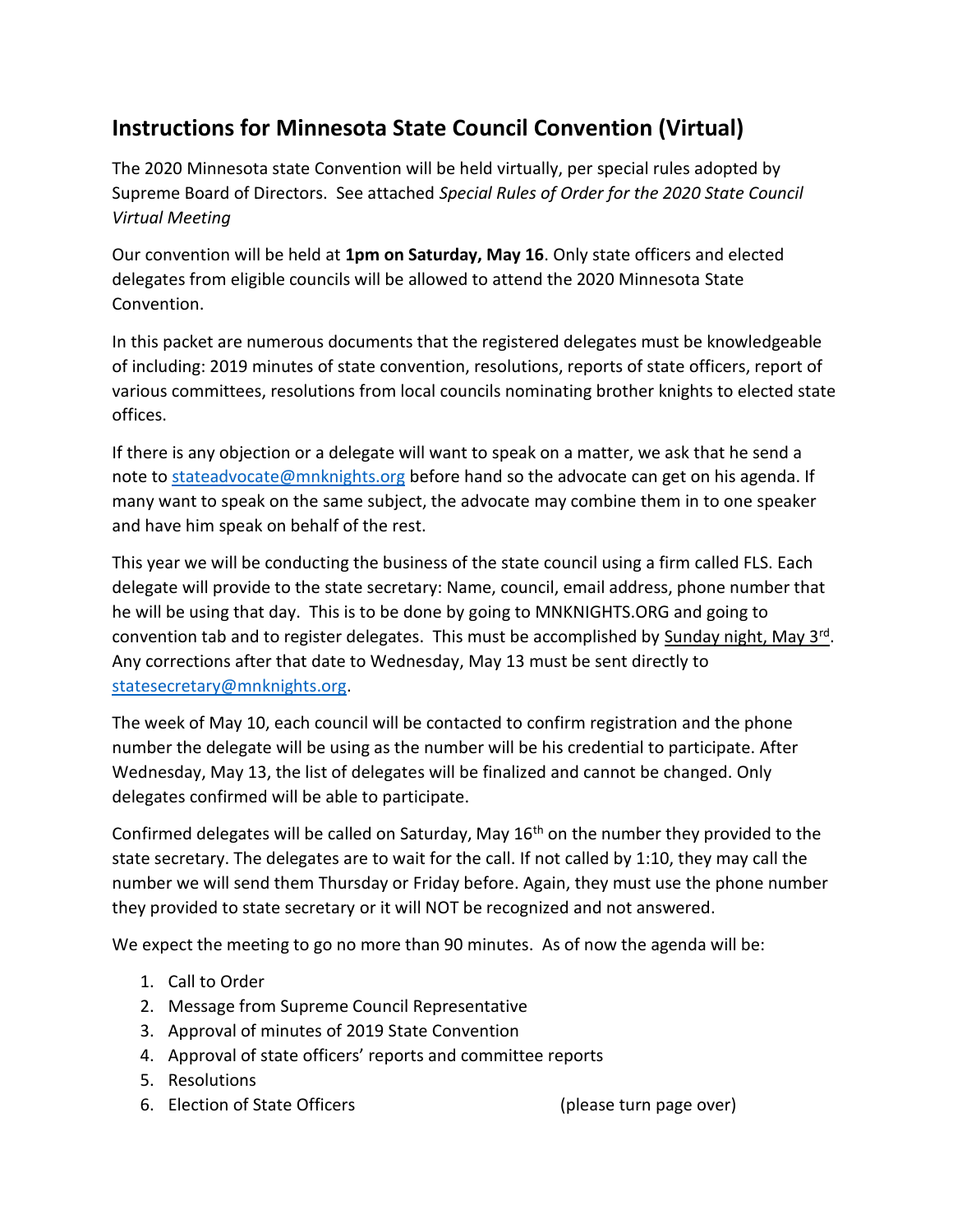# Instructions for Minnesota State Council Convention (Virtual)

The 2020 Minnesota state Convention will be held virtually, per special rules adopted by Supreme Board of Directors. See attached *Special Rules of Order for the 2020 State Council Virtual Meeting*

Our convention will be held at **1pm on Saturday, May 16**. Only state officers and elected delegates from eligible councils will be allowed to attend the 2020 Minnesota State Convention.

In this packet are numerous documents that the registered delegates must be knowledgeable of including: 2019 minutes of state convention, resolutions, reports of state officers, report of various committees, resolutions from local councils nominating brother knights to elected state offices.

If there is any objection or a delegate will want to speak on a matter, we ask that he send a note to stateadvocate@mnknights.org before hand so the advocate can get on his agenda. If many want to speak on the same subject, the advocate may combine them in to one speaker and have him speak on behalf of the rest.

This year we will be conducting the business of the state council using a firm called FLS. Each delegate will provide to the state secretary: Name, council, email address, phone number that he will be using that day. This is to be done by going to MNKNIGHTS.ORG and going to convention tab and to register delegates. This must be accomplished by Sunday night, May 3rd. Any corrections after that date to Wednesday, May 13 must be sent directly to statesecretary@mnknights.org.

The week of May 10, each council will be contacted to confirm registration and the phone number the delegate will be using as the number will be his credential to participate. After Wednesday, May 13, the list of delegates will be finalized and cannot be changed. Only delegates confirmed will be able to participate.

Confirmed delegates will be called on Saturday, May 16th on the number they provided to the state secretary. The delegates are to wait for the call. If not called by 1:10, they may call the number we will send them Thursday or Friday before. Again, they must use the phone number they provided to state secretary or it will NOT be recognized and not answered.

We expect the meeting to go no more than 90 minutes. As of now the agenda will be:

1. Call to Order
2. Message from Supreme Council Representative
3. Approval of minutes of 2019 State Convention
4. Approval of state officers' reports and committee reports
5. Resolutions
6. Election of State Officers

(please turn page over)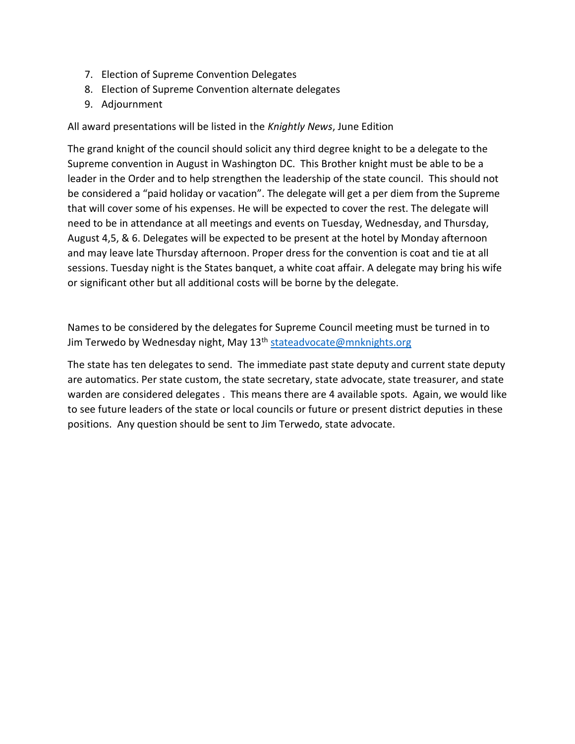7. Election of Supreme Convention Delegates
8. Election of Supreme Convention alternate delegates
9. Adjournment

All award presentations will be listed in the *Knightly News*, June Edition

The grand knight of the council should solicit any third degree knight to be a delegate to the Supreme convention in August in Washington DC. This Brother knight must be able to be a leader in the Order and to help strengthen the leadership of the state council. This should not be considered a "paid holiday or vacation". The delegate will get a per diem from the Supreme that will cover some of his expenses. He will be expected to cover the rest. The delegate will need to be in attendance at all meetings and events on Tuesday, Wednesday, and Thursday, August 4,5, & 6. Delegates will be expected to be present at the hotel by Monday afternoon and may leave late Thursday afternoon. Proper dress for the convention is coat and tie at all sessions. Tuesday night is the States banquet, a white coat affair. A delegate may bring his wife or significant other but all additional costs will be borne by the delegate.

Names to be considered by the delegates for Supreme Council meeting must be turned in to Jim Terwedo by Wednesday night, May 13th stateadvocate@mnknights.org

The state has ten delegates to send. The immediate past state deputy and current state deputy are automatics. Per state custom, the state secretary, state advocate, state treasurer, and state warden are considered delegates . This means there are 4 available spots. Again, we would like to see future leaders of the state or local councils or future or present district deputies in these positions. Any question should be sent to Jim Terwedo, state advocate.